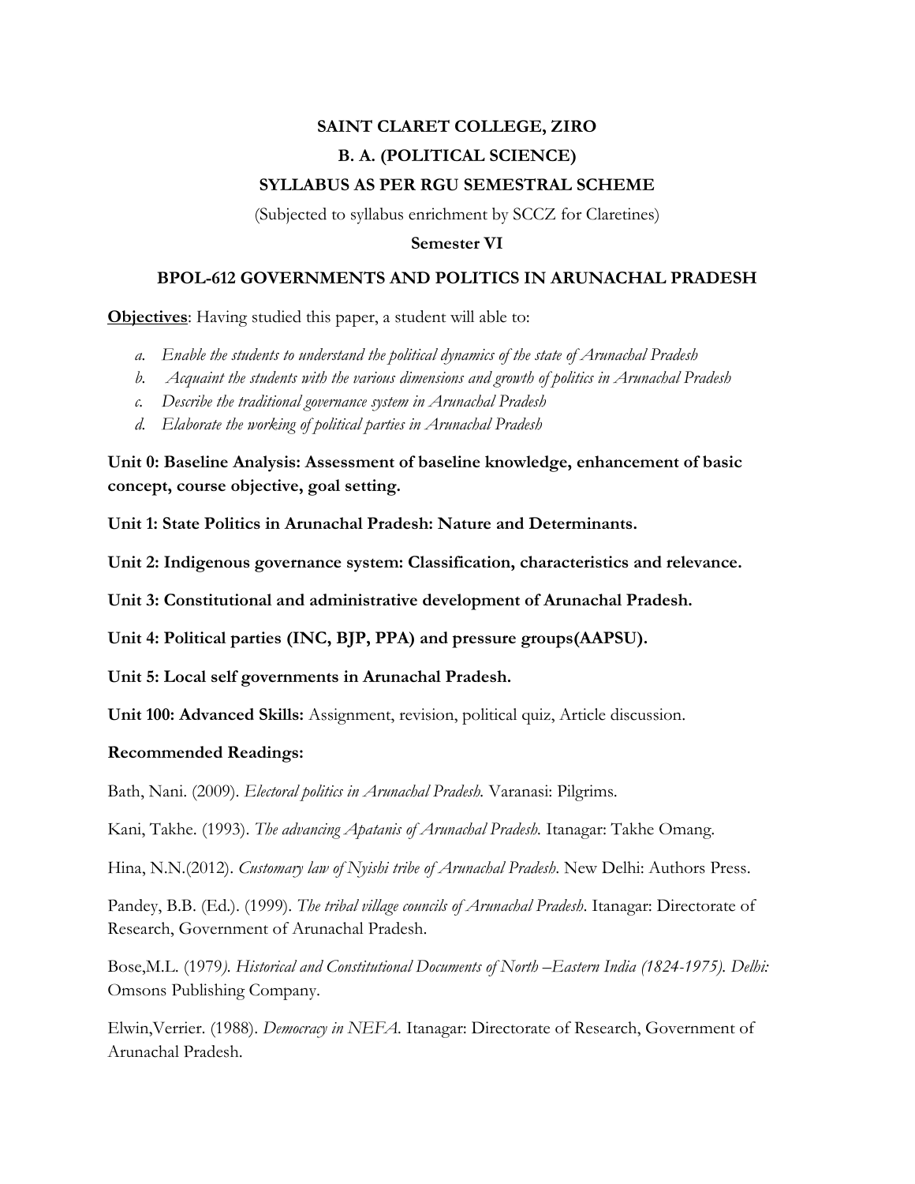# SAINT CLARET COLLEGE, ZIRO

## B. A. (POLITICAL SCIENCE)

## SYLLABUS AS PER RGU SEMESTRAL SCHEME

(Subjected to syllabus enrichment by SCCZ for Claretines)

**Semester VI**

### BPOL-612 GOVERNMENTS AND POLITICS IN ARUNACHAL PRADESH

**Objectives**: Having studied this paper, a student will able to:

a. *Enable the students to understand the political dynamics of the state of Arunachal Pradesh*
b. *Acquaint the students with the various dimensions and growth of politics in Arunachal Pradesh*
c. *Describe the traditional governance system in Arunachal Pradesh*
d. *Elaborate the working of political parties in Arunachal Pradesh*

**Unit 0: Baseline Analysis: Assessment of baseline knowledge, enhancement of basic concept, course objective, goal setting.**

**Unit 1: State Politics in Arunachal Pradesh: Nature and Determinants.**

**Unit 2: Indigenous governance system: Classification, characteristics and relevance.**

**Unit 3: Constitutional and administrative development of Arunachal Pradesh.**

**Unit 4: Political parties (INC, BJP, PPA) and pressure groups(AAPSU).**

**Unit 5: Local self governments in Arunachal Pradesh.**

**Unit 100: Advanced Skills:** Assignment, revision, political quiz, Article discussion.

**Recommended Readings:**

Bath, Nani. (2009). *Electoral politics in Arunachal Pradesh.* Varanasi: Pilgrims.

Kani, Takhe. (1993). *The advancing Apatanis of Arunachal Pradesh.* Itanagar: Takhe Omang.

Hina, N.N.(2012). *Customary law of Nyishi tribe of Arunachal Pradesh*. New Delhi: Authors Press.

Pandey, B.B. (Ed.). (1999). *The tribal village councils of Arunachal Pradesh*. Itanagar: Directorate of Research, Government of Arunachal Pradesh.

Bose,M.L. (1979*). Historical and Constitutional Documents of North –Eastern India (1824-1975). Delhi:* Omsons Publishing Company.

Elwin,Verrier. (1988). *Democracy in NEFA.* Itanagar: Directorate of Research, Government of Arunachal Pradesh.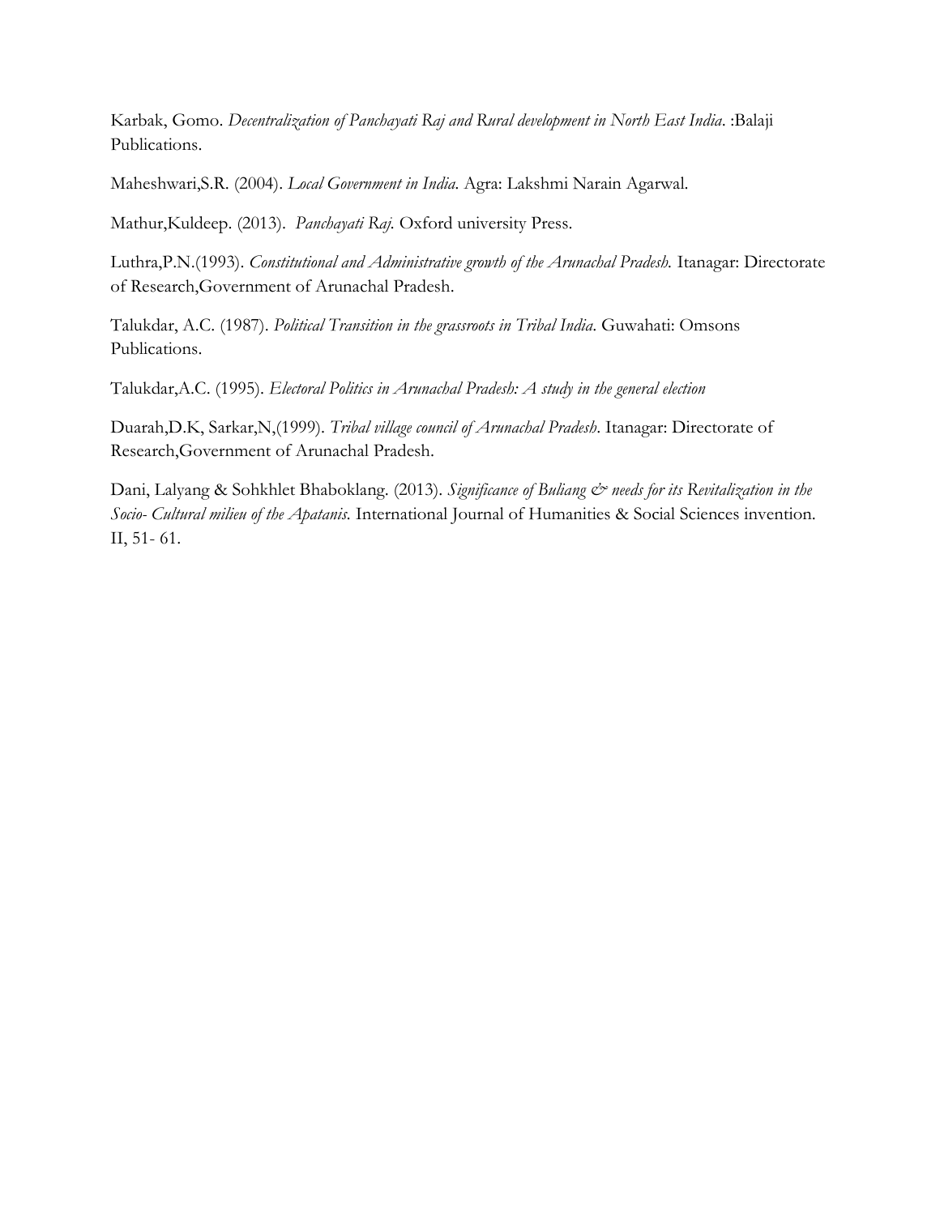Karbak, Gomo. *Decentralization of Panchayati Raj and Rural development in North East India*. :Balaji Publications.

Maheshwari,S.R. (2004). *Local Government in India.* Agra: Lakshmi Narain Agarwal.

Mathur,Kuldeep. (2013). *Panchayati Raj.* Oxford university Press.

Luthra,P.N.(1993). *Constitutional and Administrative growth of the Arunachal Pradesh.* Itanagar: Directorate of Research,Government of Arunachal Pradesh.

Talukdar, A.C. (1987). *Political Transition in the grassroots in Tribal India.* Guwahati: Omsons Publications.

Talukdar,A.C. (1995). *Electoral Politics in Arunachal Pradesh: A study in the general election*

Duarah,D.K, Sarkar,N,(1999). *Tribal village council of Arunachal Pradesh*. Itanagar: Directorate of Research,Government of Arunachal Pradesh.

Dani, Lalyang & Sohkhlet Bhaboklang. (2013). *Significance of Buliang & needs for its Revitalization in the Socio- Cultural milieu of the Apatanis.* International Journal of Humanities & Social Sciences invention. II, 51- 61.